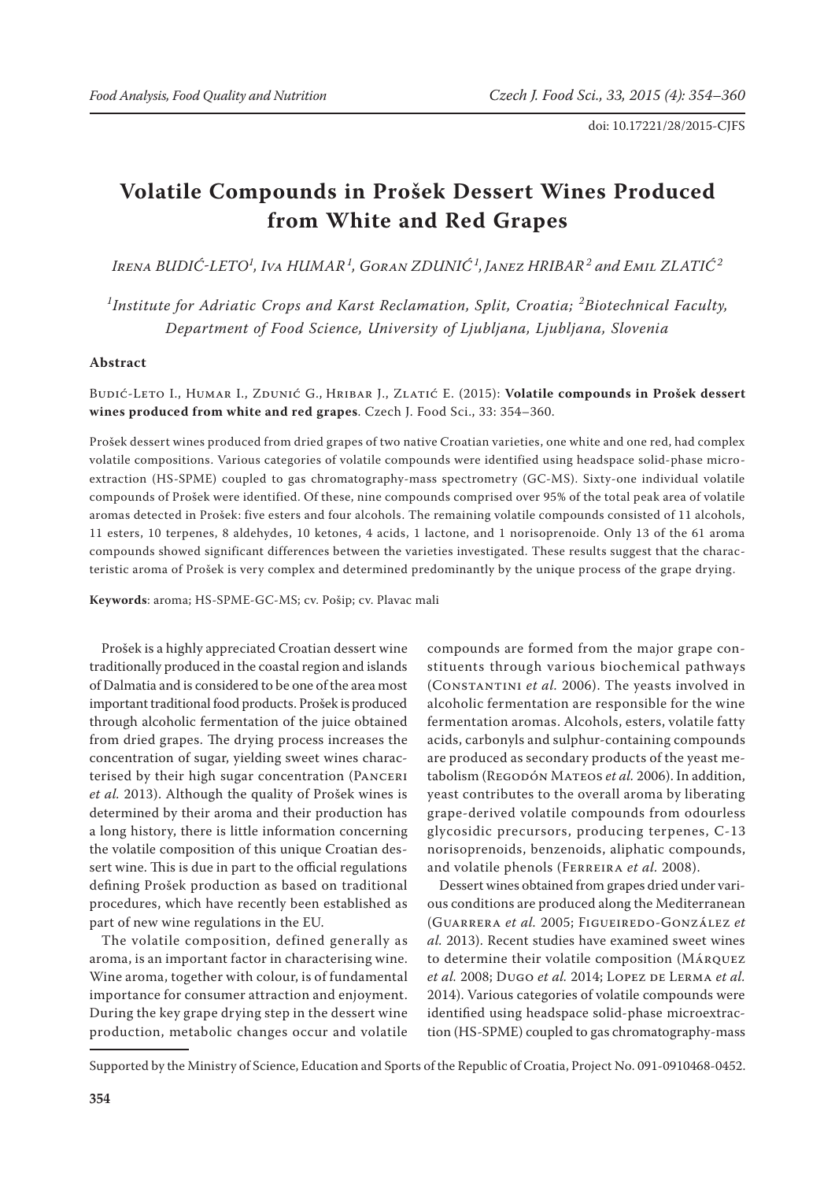doi: 10.17221/28/2015-CJFS

# Volatile Compounds in Prošek Dessert Wines Produced from White and Red Grapes

*Irena BUDIĆ-LETO*[1], *Iva HUMAR*[1], *Goran ZDUNIĆ*[1], *Janez HRIBAR*[2] *and Emil ZLATIĆ*[2]

[1]*Institute for Adriatic Crops and Karst Reclamation, Split, Croatia;* [2]*Biotechnical Faculty, Department of Food Science, University of Ljubljana, Ljubljana, Slovenia*

### Abstract

Budić-Leto I., Humar I., Zdunić G., Hribar J., Zlatić E. (2015): **Volatile compounds in Prošek dessert wines produced from white and red grapes**. Czech J. Food Sci., 33: 354–360.

Prošek dessert wines produced from dried grapes of two native Croatian varieties, one white and one red, had complex volatile compositions. Various categories of volatile compounds were identified using headspace solid-phase microextraction (HS-SPME) coupled to gas chromatography-mass spectrometry (GC-MS). Sixty-one individual volatile compounds of Prošek were identified. Of these, nine compounds comprised over 95% of the total peak area of volatile aromas detected in Prošek: five esters and four alcohols. The remaining volatile compounds consisted of 11 alcohols, 11 esters, 10 terpenes, 8 aldehydes, 10 ketones, 4 acids, 1 lactone, and 1 norisoprenoide. Only 13 of the 61 aroma compounds showed significant differences between the varieties investigated. These results suggest that the characteristic aroma of Prošek is very complex and determined predominantly by the unique process of the grape drying.

**Keywords**: aroma; HS-SPME-GC-MS; cv. Pošip; cv. Plavac mali

Prošek is a highly appreciated Croatian dessert wine traditionally produced in the coastal region and islands of Dalmatia and is considered to be one of the area most important traditional food products. Prošek is produced through alcoholic fermentation of the juice obtained from dried grapes. The drying process increases the concentration of sugar, yielding sweet wines characterised by their high sugar concentration (Panceri *et al.* 2013). Although the quality of Prošek wines is determined by their aroma and their production has a long history, there is little information concerning the volatile composition of this unique Croatian dessert wine. This is due in part to the official regulations defining Prošek production as based on traditional procedures, which have recently been established as part of new wine regulations in the EU.

The volatile composition, defined generally as aroma, is an important factor in characterising wine. Wine aroma, together with colour, is of fundamental importance for consumer attraction and enjoyment. During the key grape drying step in the dessert wine production, metabolic changes occur and volatile compounds are formed from the major grape constituents through various biochemical pathways (Constantini *et al.* 2006). The yeasts involved in alcoholic fermentation are responsible for the wine fermentation aromas. Alcohols, esters, volatile fatty acids, carbonyls and sulphur-containing compounds are produced as secondary products of the yeast metabolism (Regodón Mateos *et al.* 2006). In addition, yeast contributes to the overall aroma by liberating grape-derived volatile compounds from odourless glycosidic precursors, producing terpenes, C-13 norisoprenoids, benzenoids, aliphatic compounds, and volatile phenols (Ferreira *et al.* 2008).

Dessert wines obtained from grapes dried under various conditions are produced along the Mediterranean (Guarrera *et al.* 2005; Figueiredo-González *et al.* 2013). Recent studies have examined sweet wines to determine their volatile composition (Márquez *et al.* 2008; Dugo *et al.* 2014; Lopez de Lerma *et al.* 2014). Various categories of volatile compounds were identified using headspace solid-phase microextraction (HS-SPME) coupled to gas chromatography-mass

Supported by the Ministry of Science, Education and Sports of the Republic of Croatia, Project No. 091-0910468-0452.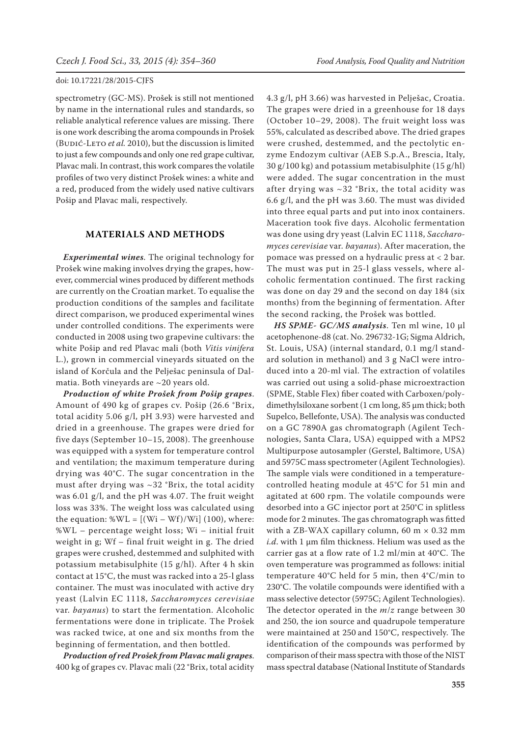spectrometry (GC-MS). Prošek is still not mentioned by name in the international rules and standards, so reliable analytical reference values are missing. There is one work describing the aroma compounds in Prošek (Budić-Leto *et al.* 2010), but the discussion is limited to just a few compounds and only one red grape cultivar, Plavac mali. In contrast, this work compares the volatile profiles of two very distinct Prošek wines: a white and a red, produced from the widely used native cultivars Pošip and Plavac mali, respectively.

## MATERIALS AND METHODS

***Experimental wines***. The original technology for Prošek wine making involves drying the grapes, however, commercial wines produced by different methods are currently on the Croatian market. To equalise the production conditions of the samples and facilitate direct comparison, we produced experimental wines under controlled conditions. The experiments were conducted in 2008 using two grapevine cultivars: the white Pošip and red Plavac mali (both *Vitis vinifera* L.), grown in commercial vineyards situated on the island of Korčula and the Pelješac peninsula of Dalmatia. Both vineyards are ~20 years old.

***Production of white Prošek from Pošip grapes***. Amount of 490 kg of grapes cv. Pošip (26.6 °Brix, total acidity 5.06 g/l, pH 3.93) were harvested and dried in a greenhouse. The grapes were dried for five days (September 10–15, 2008). The greenhouse was equipped with a system for temperature control and ventilation; the maximum temperature during drying was 40°C. The sugar concentration in the must after drying was ~32 °Brix, the total acidity was 6.01 g/l, and the pH was 4.07. The fruit weight loss was 33%. The weight loss was calculated using the equation: $\%WL = [(Wi - Wf)/Wi]\ (100)$, where: %WL – percentage weight loss; Wi – initial fruit weight in g; Wf – final fruit weight in g. The dried grapes were crushed, destemmed and sulphited with potassium metabisulphite (15 g/hl). After 4 h skin contact at 15°C, the must was racked into a 25-l glass container. The must was inoculated with active dry yeast (Lalvin EC 1118, *Saccharomyces cerevisiae* var. *bayanus*) to start the fermentation. Alcoholic fermentations were done in triplicate. The Prošek was racked twice, at one and six months from the beginning of fermentation, and then bottled.

***Production of red Prošek from Plavac mali grapes***. 400 kg of grapes cv. Plavac mali (22 °Brix, total acidity 4.3 g/l, pH 3.66) was harvested in Pelješac, Croatia. The grapes were dried in a greenhouse for 18 days (October 10–29, 2008). The fruit weight loss was 55%, calculated as described above. The dried grapes were crushed, destemmed, and the pectolytic enzyme Endozym cultivar (AEB S.p.A., Brescia, Italy, 30 g/100 kg) and potassium metabisulphite (15 g/hl) were added. The sugar concentration in the must after drying was ~32 °Brix, the total acidity was 6.6 g/l, and the pH was 3.60. The must was divided into three equal parts and put into inox containers. Maceration took five days. Alcoholic fermentation was done using dry yeast (Lalvin EC 1118, *Saccharomyces cerevisiae* var. *bayanus*). After maceration, the pomace was pressed on a hydraulic press at < 2 bar. The must was put in 25-l glass vessels, where alcoholic fermentation continued. The first racking was done on day 29 and the second on day 184 (six months) from the beginning of fermentation. After the second racking, the Prošek was bottled.

***HS SPME- GC/MS analysis***. Ten ml wine, 10 µl acetophenone-d8 (cat. No. 296732-1G; Sigma Aldrich, St. Louis, USA) (internal standard, 0.1 mg/l standard solution in methanol) and 3 g NaCl were introduced into a 20-ml vial. The extraction of volatiles was carried out using a solid-phase microextraction (SPME, Stable Flex) fiber coated with Carboxen/polydimethylsiloxane sorbent (1 cm long, 85 µm thick; both Supelco, Bellefonte, USA). The analysis was conducted on a GC 7890A gas chromatograph (Agilent Technologies, Santa Clara, USA) equipped with a MPS2 Multipurpose autosampler (Gerstel, Baltimore, USA) and 5975C mass spectrometer (Agilent Technologies). The sample vials were conditioned in a temperature-controlled heating module at 45°C for 51 min and agitated at 600 rpm. The volatile compounds were desorbed into a GC injector port at 250°C in splitless mode for 2 minutes. The gas chromatograph was fitted with a ZB-WAX capillary column, 60 m × 0.32 mm *i.d.* with 1 µm film thickness. Helium was used as the carrier gas at a flow rate of 1.2 ml/min at 40°C. The oven temperature was programmed as follows: initial temperature 40°C held for 5 min, then 4°C/min to 230°C. The volatile compounds were identified with a mass selective detector (5975C; Agilent Technologies). The detector operated in the *m*/*z* range between 30 and 250, the ion source and quadrupole temperature were maintained at 250 and 150°C, respectively. The identification of the compounds was performed by comparison of their mass spectra with those of the NIST mass spectral database (National Institute of Standards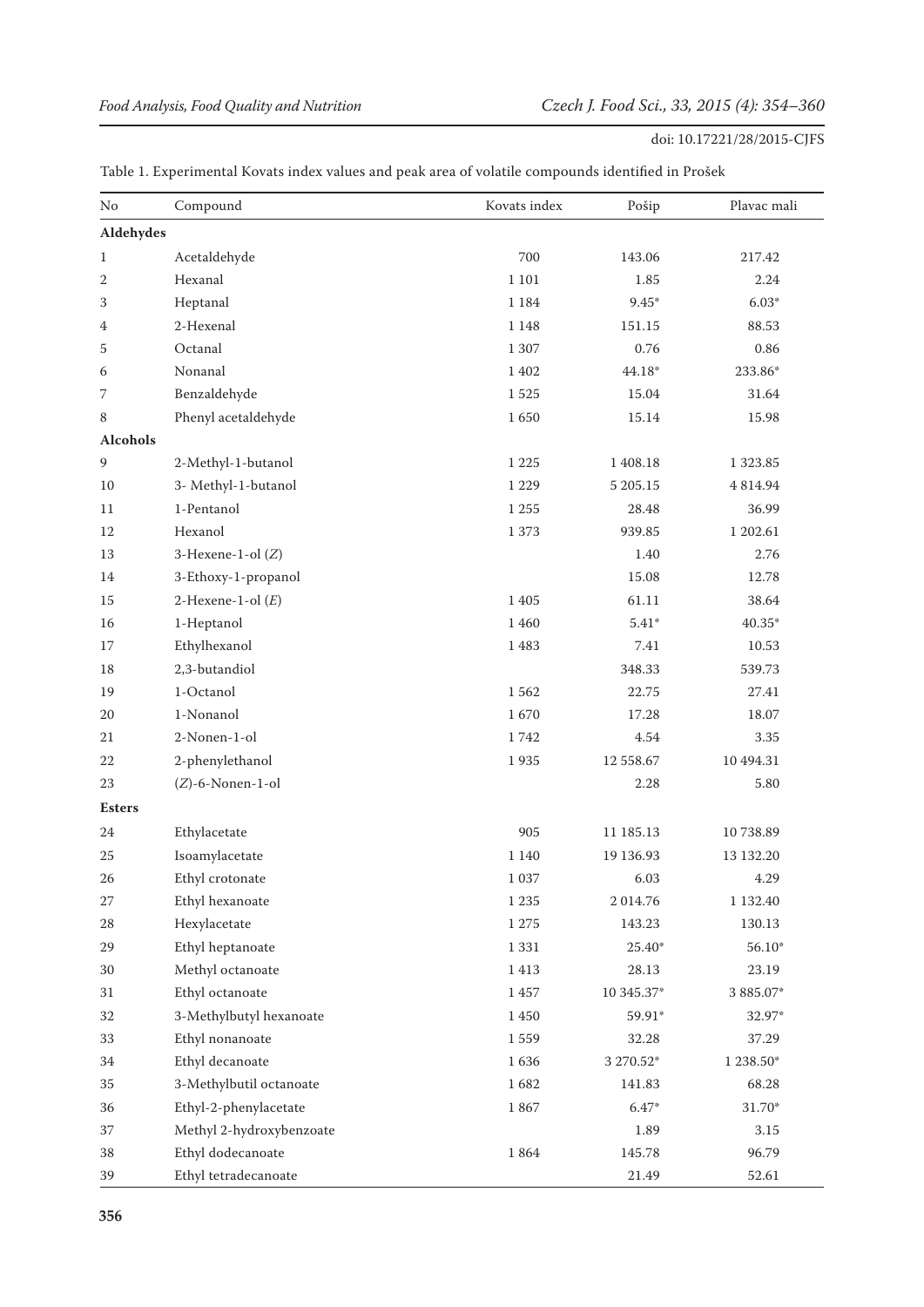Table 1. Experimental Kovats index values and peak area of volatile compounds identified in Prošek

| No | Compound | Kovats index | Pošip | Plavac mali |
|---|---|---|---|---|
| **Aldehydes** | | | | |
| 1 | Acetaldehyde | 700 | 143.06 | 217.42 |
| 2 | Hexanal | 1 101 | 1.85 | 2.24 |
| 3 | Heptanal | 1 184 | 9.45* | 6.03* |
| 4 | 2-Hexenal | 1 148 | 151.15 | 88.53 |
| 5 | Octanal | 1 307 | 0.76 | 0.86 |
| 6 | Nonanal | 1 402 | 44.18* | 233.86* |
| 7 | Benzaldehyde | 1 525 | 15.04 | 31.64 |
| 8 | Phenyl acetaldehyde | 1 650 | 15.14 | 15.98 |
| **Alcohols** | | | | |
| 9 | 2-Methyl-1-butanol | 1 225 | 1 408.18 | 1 323.85 |
| 10 | 3- Methyl-1-butanol | 1 229 | 5 205.15 | 4 814.94 |
| 11 | 1-Pentanol | 1 255 | 28.48 | 36.99 |
| 12 | Hexanol | 1 373 | 939.85 | 1 202.61 |
| 13 | 3-Hexene-1-ol (*Z*) | | 1.40 | 2.76 |
| 14 | 3-Ethoxy-1-propanol | | 15.08 | 12.78 |
| 15 | 2-Hexene-1-ol (*E*) | 1 405 | 61.11 | 38.64 |
| 16 | 1-Heptanol | 1 460 | 5.41* | 40.35* |
| 17 | Ethylhexanol | 1 483 | 7.41 | 10.53 |
| 18 | 2,3-butandiol | | 348.33 | 539.73 |
| 19 | 1-Octanol | 1 562 | 22.75 | 27.41 |
| 20 | 1-Nonanol | 1 670 | 17.28 | 18.07 |
| 21 | 2-Nonen-1-ol | 1 742 | 4.54 | 3.35 |
| 22 | 2-phenylethanol | 1 935 | 12 558.67 | 10 494.31 |
| 23 | (*Z*)-6-Nonen-1-ol | | 2.28 | 5.80 |
| **Esters** | | | | |
| 24 | Ethylacetate | 905 | 11 185.13 | 10 738.89 |
| 25 | Isoamylacetate | 1 140 | 19 136.93 | 13 132.20 |
| 26 | Ethyl crotonate | 1 037 | 6.03 | 4.29 |
| 27 | Ethyl hexanoate | 1 235 | 2 014.76 | 1 132.40 |
| 28 | Hexylacetate | 1 275 | 143.23 | 130.13 |
| 29 | Ethyl heptanoate | 1 331 | 25.40* | 56.10* |
| 30 | Methyl octanoate | 1 413 | 28.13 | 23.19 |
| 31 | Ethyl octanoate | 1 457 | 10 345.37* | 3 885.07* |
| 32 | 3-Methylbutyl hexanoate | 1 450 | 59.91* | 32.97* |
| 33 | Ethyl nonanoate | 1 559 | 32.28 | 37.29 |
| 34 | Ethyl decanoate | 1 636 | 3 270.52* | 1 238.50* |
| 35 | 3-Methylbutil octanoate | 1 682 | 141.83 | 68.28 |
| 36 | Ethyl-2-phenylacetate | 1 867 | 6.47* | 31.70* |
| 37 | Methyl 2-hydroxybenzoate | | 1.89 | 3.15 |
| 38 | Ethyl dodecanoate | 1 864 | 145.78 | 96.79 |
| 39 | Ethyl tetradecanoate | | 21.49 | 52.61 |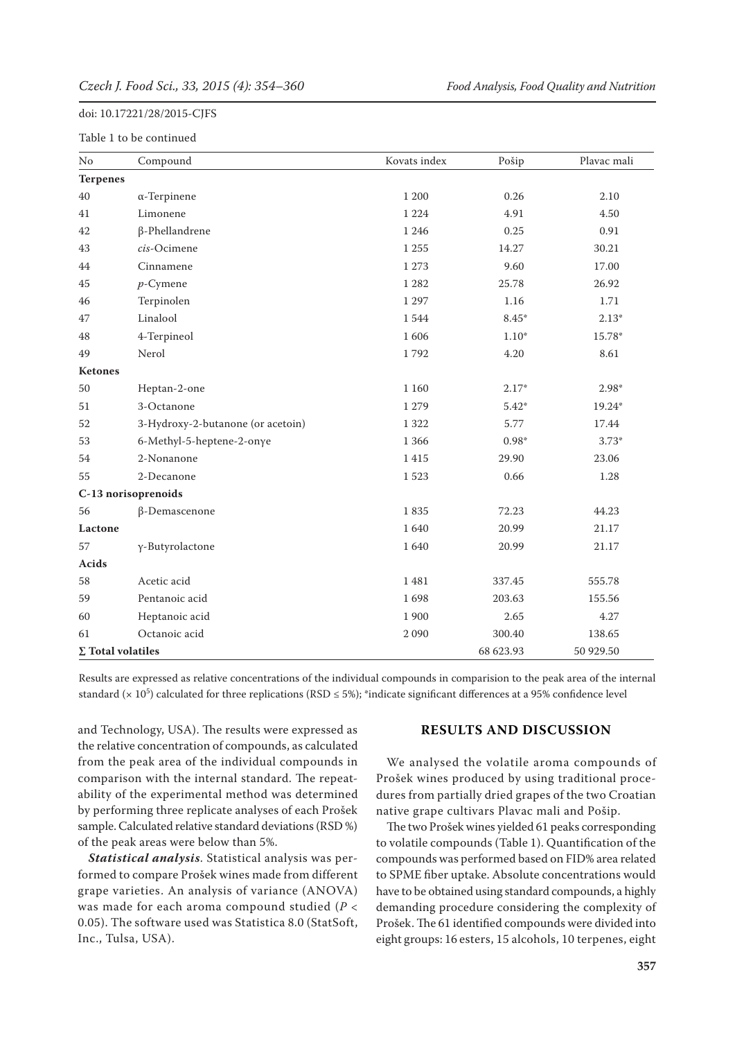doi: 10.17221/28/2015-CJFS

Table 1 to be continued

| No | Compound | Kovats index | Pošip | Plavac mali |
|---|---|---|---|---|
| **Terpenes** | | | | |
| 40 | α-Terpinene | 1 200 | 0.26 | 2.10 |
| 41 | Limonene | 1 224 | 4.91 | 4.50 |
| 42 | β-Phellandrene | 1 246 | 0.25 | 0.91 |
| 43 | *cis*-Ocimene | 1 255 | 14.27 | 30.21 |
| 44 | Cinnamene | 1 273 | 9.60 | 17.00 |
| 45 | *p*-Cymene | 1 282 | 25.78 | 26.92 |
| 46 | Terpinolen | 1 297 | 1.16 | 1.71 |
| 47 | Linalool | 1 544 | 8.45* | 2.13* |
| 48 | 4-Terpineol | 1 606 | 1.10* | 15.78* |
| 49 | Nerol | 1 792 | 4.20 | 8.61 |
| **Ketones** | | | | |
| 50 | Heptan-2-one | 1 160 | 2.17* | 2.98* |
| 51 | 3-Octanone | 1 279 | 5.42* | 19.24* |
| 52 | 3-Hydroxy-2-butanone (or acetoin) | 1 322 | 5.77 | 17.44 |
| 53 | 6-Methyl-5-heptene-2-onye | 1 366 | 0.98* | 3.73* |
| 54 | 2-Nonanone | 1 415 | 29.90 | 23.06 |
| 55 | 2-Decanone | 1 523 | 0.66 | 1.28 |
| **C-13 norisoprenoids** | | | | |
| 56 | β-Demascenone | 1 835 | 72.23 | 44.23 |
| **Lactone** | | 1 640 | 20.99 | 21.17 |
| 57 | γ-Butyrolactone | 1 640 | 20.99 | 21.17 |
| **Acids** | | | | |
| 58 | Acetic acid | 1 481 | 337.45 | 555.78 |
| 59 | Pentanoic acid | 1 698 | 203.63 | 155.56 |
| 60 | Heptanoic acid | 1 900 | 2.65 | 4.27 |
| 61 | Octanoic acid | 2 090 | 300.40 | 138.65 |
| **Σ Total volatiles** | | | 68 623.93 | 50 929.50 |

Results are expressed as relative concentrations of the individual compounds in comparision to the peak area of the internal standard ($\times 10^5$) calculated for three replications (RSD ≤ 5%); *indicate significant differences at a 95% confidence level

and Technology, USA). The results were expressed as the relative concentration of compounds, as calculated from the peak area of the individual compounds in comparison with the internal standard. The repeatability of the experimental method was determined by performing three replicate analyses of each Prošek sample. Calculated relative standard deviations (RSD %) of the peak areas were below than 5%.

***Statistical analysis***. Statistical analysis was performed to compare Prošek wines made from different grape varieties. An analysis of variance (ANOVA) was made for each aroma compound studied ($P < 0.05$). The software used was Statistica 8.0 (StatSoft, Inc., Tulsa, USA).

## RESULTS AND DISCUSSION

We analysed the volatile aroma compounds of Prošek wines produced by using traditional procedures from partially dried grapes of the two Croatian native grape cultivars Plavac mali and Pošip.

The two Prošek wines yielded 61 peaks corresponding to volatile compounds (Table 1). Quantification of the compounds was performed based on FID% area related to SPME fiber uptake. Absolute concentrations would have to be obtained using standard compounds, a highly demanding procedure considering the complexity of Prošek. The 61 identified compounds were divided into eight groups: 16 esters, 15 alcohols, 10 terpenes, eight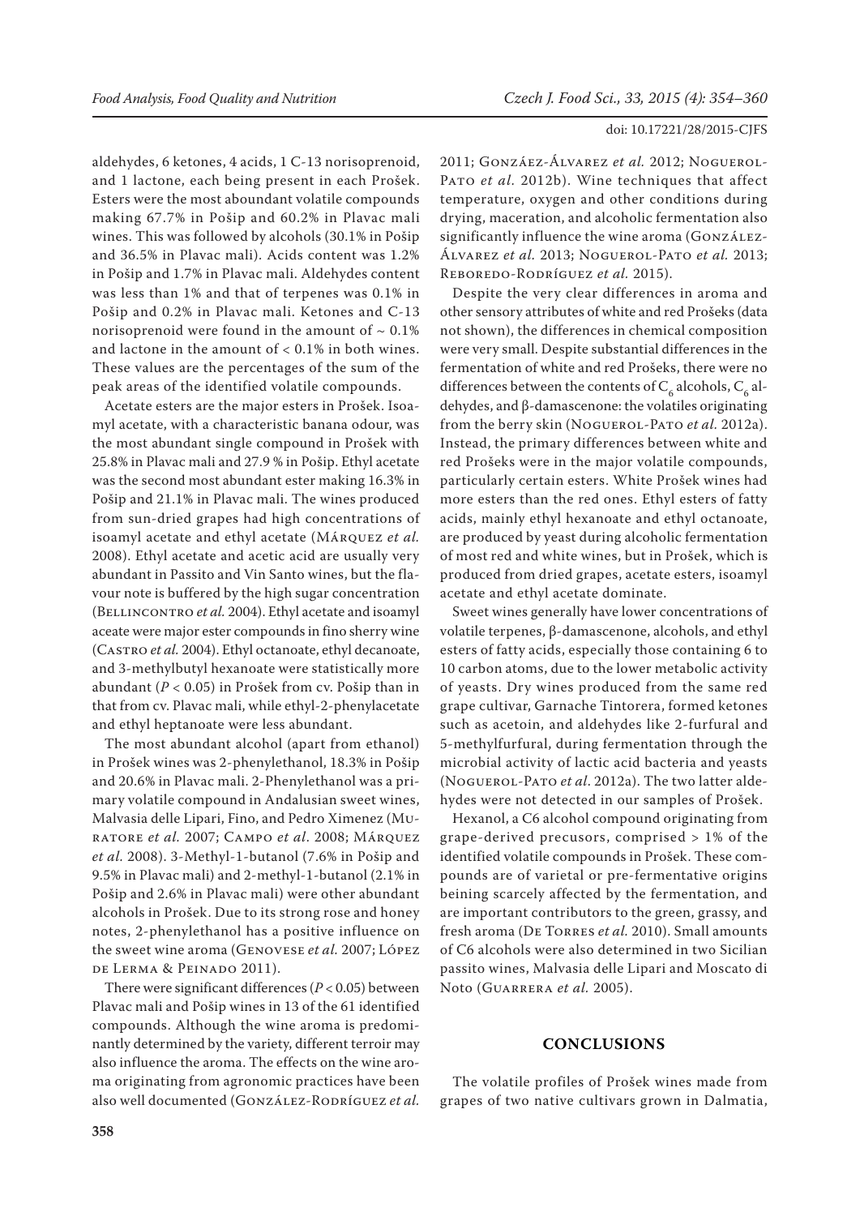aldehydes, 6 ketones, 4 acids, 1 C-13 norisoprenoid, and 1 lactone, each being present in each Prošek. Esters were the most aboundant volatile compounds making 67.7% in Pošip and 60.2% in Plavac mali wines. This was followed by alcohols (30.1% in Pošip and 36.5% in Plavac mali). Acids content was 1.2% in Pošip and 1.7% in Plavac mali. Aldehydes content was less than 1% and that of terpenes was 0.1% in Pošip and 0.2% in Plavac mali. Ketones and C-13 norisoprenoid were found in the amount of ~ 0.1% and lactone in the amount of < 0.1% in both wines. These values are the percentages of the sum of the peak areas of the identified volatile compounds.

Acetate esters are the major esters in Prošek. Isoamyl acetate, with a characteristic banana odour, was the most abundant single compound in Prošek with 25.8% in Plavac mali and 27.9 % in Pošip. Ethyl acetate was the second most abundant ester making 16.3% in Pošip and 21.1% in Plavac mali. The wines produced from sun-dried grapes had high concentrations of isoamyl acetate and ethyl acetate (Márquez *et al.* 2008). Ethyl acetate and acetic acid are usually very abundant in Passito and Vin Santo wines, but the flavour note is buffered by the high sugar concentration (Bellincontro *et al.* 2004). Ethyl acetate and isoamyl aceate were major ester compounds in fino sherry wine (Castro *et al.* 2004). Ethyl octanoate, ethyl decanoate, and 3-methylbutyl hexanoate were statistically more abundant ($P < 0.05$) in Prošek from cv. Pošip than in that from cv. Plavac mali, while ethyl-2-phenylacetate and ethyl heptanoate were less abundant.

The most abundant alcohol (apart from ethanol) in Prošek wines was 2-phenylethanol, 18.3% in Pošip and 20.6% in Plavac mali. 2-Phenylethanol was a primary volatile compound in Andalusian sweet wines, Malvasia delle Lipari, Fino, and Pedro Ximenez (Muratore *et al.* 2007; Campo *et al.* 2008; Márquez *et al.* 2008). 3-Methyl-1-butanol (7.6% in Pošip and 9.5% in Plavac mali) and 2-methyl-1-butanol (2.1% in Pošip and 2.6% in Plavac mali) were other abundant alcohols in Prošek. Due to its strong rose and honey notes, 2-phenylethanol has a positive influence on the sweet wine aroma (Genovese *et al.* 2007; López de Lerma & Peinado 2011).

There were significant differences ($P < 0.05$) between Plavac mali and Pošip wines in 13 of the 61 identified compounds. Although the wine aroma is predominantly determined by the variety, different terroir may also influence the aroma. The effects on the wine aroma originating from agronomic practices have been also well documented (González-Rodríguez *et al.* 2011; Gonzáez-Álvarez *et al.* 2012; Noguerol-Pato *et al.* 2012b). Wine techniques that affect temperature, oxygen and other conditions during drying, maceration, and alcoholic fermentation also significantly influence the wine aroma (González-Álvarez *et al.* 2013; Noguerol-Pato *et al.* 2013; Reboredo-Rodríguez *et al.* 2015).

Despite the very clear differences in aroma and other sensory attributes of white and red Prošeks (data not shown), the differences in chemical composition were very small. Despite substantial differences in the fermentation of white and red Prošeks, there were no differences between the contents of $C_6$ alcohols, $C_6$ aldehydes, and β-damascenone: the volatiles originating from the berry skin (Noguerol-Pato *et al.* 2012a). Instead, the primary differences between white and red Prošeks were in the major volatile compounds, particularly certain esters. White Prošek wines had more esters than the red ones. Ethyl esters of fatty acids, mainly ethyl hexanoate and ethyl octanoate, are produced by yeast during alcoholic fermentation of most red and white wines, but in Prošek, which is produced from dried grapes, acetate esters, isoamyl acetate and ethyl acetate dominate.

Sweet wines generally have lower concentrations of volatile terpenes, β-damascenone, alcohols, and ethyl esters of fatty acids, especially those containing 6 to 10 carbon atoms, due to the lower metabolic activity of yeasts. Dry wines produced from the same red grape cultivar, Garnache Tintorera, formed ketones such as acetoin, and aldehydes like 2-furfural and 5-methylfurfural, during fermentation through the microbial activity of lactic acid bacteria and yeasts (Noguerol-Pato *et al.* 2012a). The two latter aldehydes were not detected in our samples of Prošek.

Hexanol, a C6 alcohol compound originating from grape-derived precusors, comprised > 1% of the identified volatile compounds in Prošek. These compounds are of varietal or pre-fermentative origins beining scarcely affected by the fermentation, and are important contributors to the green, grassy, and fresh aroma (De Torres *et al.* 2010). Small amounts of C6 alcohols were also determined in two Sicilian passito wines, Malvasia delle Lipari and Moscato di Noto (Guarrera *et al.* 2005).

## CONCLUSIONS

The volatile profiles of Prošek wines made from grapes of two native cultivars grown in Dalmatia,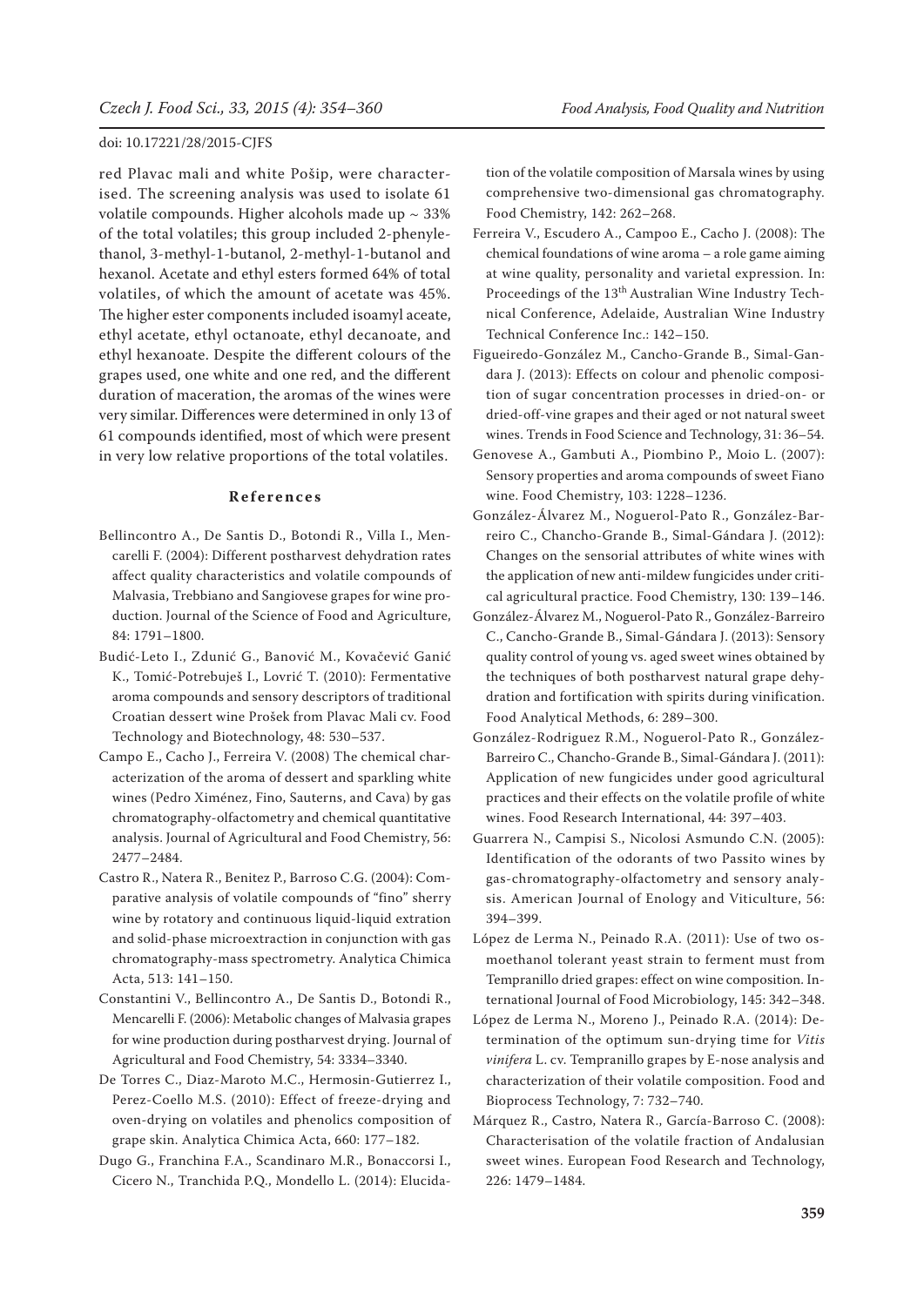red Plavac mali and white Pošip, were characterised. The screening analysis was used to isolate 61 volatile compounds. Higher alcohols made up ~ 33% of the total volatiles; this group included 2-phenylethanol, 3-methyl-1-butanol, 2-methyl-1-butanol and hexanol. Acetate and ethyl esters formed 64% of total volatiles, of which the amount of acetate was 45%. The higher ester components included isoamyl aceate, ethyl acetate, ethyl octanoate, ethyl decanoate, and ethyl hexanoate. Despite the different colours of the grapes used, one white and one red, and the different duration of maceration, the aromas of the wines were very similar. Differences were determined in only 13 of 61 compounds identified, most of which were present in very low relative proportions of the total volatiles.

## References

Bellincontro A., De Santis D., Botondi R., Villa I., Mencarelli F. (2004): Different postharvest dehydration rates affect quality characteristics and volatile compounds of Malvasia, Trebbiano and Sangiovese grapes for wine production. Journal of the Science of Food and Agriculture, 84: 1791–1800.

Budić-Leto I., Zdunić G., Banović M., Kovačević Ganić K., Tomić-Potrebuješ I., Lovrić T. (2010): Fermentative aroma compounds and sensory descriptors of traditional Croatian dessert wine Prošek from Plavac Mali cv. Food Technology and Biotechnology, 48: 530–537.

Campo E., Cacho J., Ferreira V. (2008) The chemical characterization of the aroma of dessert and sparkling white wines (Pedro Ximénez, Fino, Sauterns, and Cava) by gas chromatography-olfactometry and chemical quantitative analysis. Journal of Agricultural and Food Chemistry, 56: 2477–2484.

Castro R., Natera R., Benitez P., Barroso C.G. (2004): Comparative analysis of volatile compounds of "fino" sherry wine by rotatory and continuous liquid-liquid extration and solid-phase microextraction in conjunction with gas chromatography-mass spectrometry. Analytica Chimica Acta, 513: 141–150.

Constantini V., Bellincontro A., De Santis D., Botondi R., Mencarelli F. (2006): Metabolic changes of Malvasia grapes for wine production during postharvest drying. Journal of Agricultural and Food Chemistry, 54: 3334–3340.

De Torres C., Diaz-Maroto M.C., Hermosin-Gutierrez I., Perez-Coello M.S. (2010): Effect of freeze-drying and oven-drying on volatiles and phenolics composition of grape skin. Analytica Chimica Acta, 660: 177–182.

Dugo G., Franchina F.A., Scandinaro M.R., Bonaccorsi I., Cicero N., Tranchida P.Q., Mondello L. (2014): Elucidation of the volatile composition of Marsala wines by using comprehensive two-dimensional gas chromatography. Food Chemistry, 142: 262–268.

Ferreira V., Escudero A., Campoo E., Cacho J. (2008): The chemical foundations of wine aroma – a role game aiming at wine quality, personality and varietal expression. In: Proceedings of the 13th Australian Wine Industry Technical Conference, Adelaide, Australian Wine Industry Technical Conference Inc.: 142–150.

Figueiredo-González M., Cancho-Grande B., Simal-Gandara J. (2013): Effects on colour and phenolic composition of sugar concentration processes in dried-on- or dried-off-vine grapes and their aged or not natural sweet wines. Trends in Food Science and Technology, 31: 36–54.

Genovese A., Gambuti A., Piombino P., Moio L. (2007): Sensory properties and aroma compounds of sweet Fiano wine. Food Chemistry, 103: 1228–1236.

González-Álvarez M., Noguerol-Pato R., González-Barreiro C., Chancho-Grande B., Simal-Gándara J. (2012): Changes on the sensorial attributes of white wines with the application of new anti-mildew fungicides under critical agricultural practice. Food Chemistry, 130: 139–146.

González-Álvarez M., Noguerol-Pato R., González-Barreiro C., Cancho-Grande B., Simal-Gándara J. (2013): Sensory quality control of young vs. aged sweet wines obtained by the techniques of both postharvest natural grape dehydration and fortification with spirits during vinification. Food Analytical Methods, 6: 289–300.

González-Rodriguez R.M., Noguerol-Pato R., González-Barreiro C., Chancho-Grande B., Simal-Gándara J. (2011): Application of new fungicides under good agricultural practices and their effects on the volatile profile of white wines. Food Research International, 44: 397–403.

Guarrera N., Campisi S., Nicolosi Asmundo C.N. (2005): Identification of the odorants of two Passito wines by gas-chromatography-olfactometry and sensory analysis. American Journal of Enology and Viticulture, 56: 394–399.

López de Lerma N., Peinado R.A. (2011): Use of two osmoethanol tolerant yeast strain to ferment must from Tempranillo dried grapes: effect on wine composition. International Journal of Food Microbiology, 145: 342–348.

López de Lerma N., Moreno J., Peinado R.A. (2014): Determination of the optimum sun-drying time for *Vitis vinifera* L. cv. Tempranillo grapes by E-nose analysis and characterization of their volatile composition. Food and Bioprocess Technology, 7: 732–740.

Márquez R., Castro, Natera R., García-Barroso C. (2008): Characterisation of the volatile fraction of Andalusian sweet wines. European Food Research and Technology, 226: 1479–1484.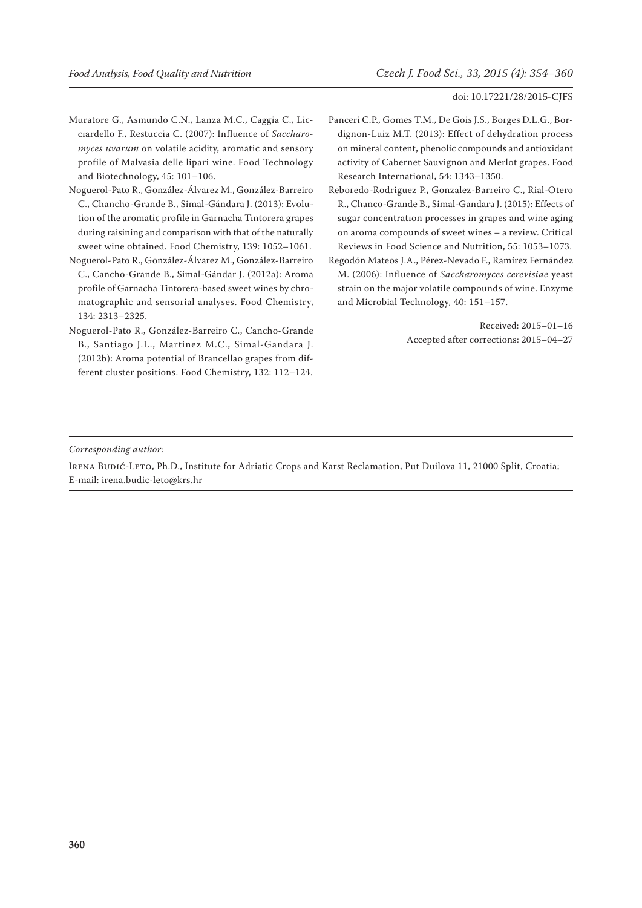Muratore G., Asmundo C.N., Lanza M.C., Caggia C., Licciardello F., Restuccia C. (2007): Influence of *Saccharomyces uvarum* on volatile acidity, aromatic and sensory profile of Malvasia delle lipari wine. Food Technology and Biotechnology, 45: 101–106.

Noguerol-Pato R., González-Álvarez M., González-Barreiro C., Chancho-Grande B., Simal-Gándara J. (2013): Evolution of the aromatic profile in Garnacha Tintorera grapes during raisining and comparison with that of the naturally sweet wine obtained. Food Chemistry, 139: 1052–1061.

Noguerol-Pato R., González-Álvarez M., González-Barreiro C., Cancho-Grande B., Simal-Gándar J. (2012a): Aroma profile of Garnacha Tintorera-based sweet wines by chromatographic and sensorial analyses. Food Chemistry, 134: 2313–2325.

Noguerol-Pato R., González-Barreiro C., Cancho-Grande B., Santiago J.L., Martinez M.C., Simal-Gandara J. (2012b): Aroma potential of Brancellao grapes from different cluster positions. Food Chemistry, 132: 112–124.

Panceri C.P., Gomes T.M., De Gois J.S., Borges D.L.G., Bordignon-Luiz M.T. (2013): Effect of dehydration process on mineral content, phenolic compounds and antioxidant activity of Cabernet Sauvignon and Merlot grapes. Food Research International, 54: 1343–1350.

Reboredo-Rodriguez P., Gonzalez-Barreiro C., Rial-Otero R., Chanco-Grande B., Simal-Gandara J. (2015): Effects of sugar concentration processes in grapes and wine aging on aroma compounds of sweet wines – a review. Critical Reviews in Food Science and Nutrition, 55: 1053–1073.

Regodón Mateos J.A., Pérez-Nevado F., Ramírez Fernández M. (2006): Influence of *Saccharomyces cerevisiae* yeast strain on the major volatile compounds of wine. Enzyme and Microbial Technology, 40: 151–157.

Received: 2015–01–16
Accepted after corrections: 2015–04–27

*Corresponding author:*

Irena Budić-Leto, Ph.D., Institute for Adriatic Crops and Karst Reclamation, Put Duilova 11, 21000 Split, Croatia; E-mail: irena.budic-leto@krs.hr